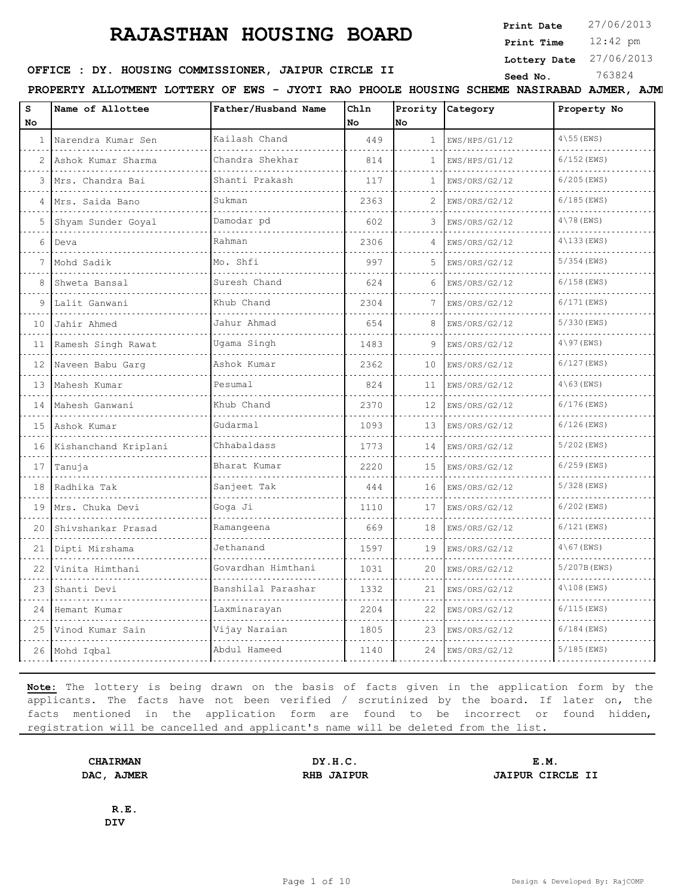# RAJASTHAN HOUSING BOARD

**Print Date** 27/06/2013
**Print Time** 12:42 pm
**Lottery Date** 27/06/2013
**Seed No.** 763824

**OFFICE : DY. HOUSING COMMISSIONER, JAIPUR CIRCLE II**

**PROPERTY ALLOTMENT LOTTERY OF EWS - JYOTI RAO PHOOLE HOUSING SCHEME NASIRABAD AJMER, AJM**

| S No | Name of Allottee | Father/Husband Name | Chln No | Prority No | Category | Property No |
|---|---|---|---|---|---|---|
| 1 | Narendra Kumar Sen | Kailash Chand | 449 | 1 | EWS/HPS/G1/12 | 4\55(EWS) |
| 2 | Ashok Kumar Sharma | Chandra Shekhar | 814 | 1 | EWS/HPS/G1/12 | 6/152(EWS) |
| 3 | Mrs. Chandra Bai | Shanti Prakash | 117 | 1 | EWS/ORS/G2/12 | 6/205(EWS) |
| 4 | Mrs. Saida Bano | Sukman | 2363 | 2 | EWS/ORS/G2/12 | 6/185(EWS) |
| 5 | Shyam Sunder Goyal | Damodar pd | 602 | 3 | EWS/ORS/G2/12 | 4\78(EWS) |
| 6 | Deva | Rahman | 2306 | 4 | EWS/ORS/G2/12 | 4\133(EWS) |
| 7 | Mohd Sadik | Mo. Shfi | 997 | 5 | EWS/ORS/G2/12 | 5/354(EWS) |
| 8 | Shweta Bansal | Suresh Chand | 624 | 6 | EWS/ORS/G2/12 | 6/158(EWS) |
| 9 | Lalit Ganwani | Khub Chand | 2304 | 7 | EWS/ORS/G2/12 | 6/171(EWS) |
| 10 | Jahir Ahmed | Jahur Ahmad | 654 | 8 | EWS/ORS/G2/12 | 5/330(EWS) |
| 11 | Ramesh Singh Rawat | Ugama Singh | 1483 | 9 | EWS/ORS/G2/12 | 4\97(EWS) |
| 12 | Naveen Babu Garg | Ashok Kumar | 2362 | 10 | EWS/ORS/G2/12 | 6/127(EWS) |
| 13 | Mahesh Kumar | Pesumal | 824 | 11 | EWS/ORS/G2/12 | 4\63(EWS) |
| 14 | Mahesh Ganwani | Khub Chand | 2370 | 12 | EWS/ORS/G2/12 | 6/176(EWS) |
| 15 | Ashok Kumar | Gudarmal | 1093 | 13 | EWS/ORS/G2/12 | 6/126(EWS) |
| 16 | Kishanchand Kriplani | Chhabaldass | 1773 | 14 | EWS/ORS/G2/12 | 5/202(EWS) |
| 17 | Tanuja | Bharat Kumar | 2220 | 15 | EWS/ORS/G2/12 | 6/259(EWS) |
| 18 | Radhika Tak | Sanjeet Tak | 444 | 16 | EWS/ORS/G2/12 | 5/328(EWS) |
| 19 | Mrs. Chuka Devi | Goga Ji | 1110 | 17 | EWS/ORS/G2/12 | 6/202(EWS) |
| 20 | Shivshankar Prasad | Ramangeena | 669 | 18 | EWS/ORS/G2/12 | 6/121(EWS) |
| 21 | Dipti Mirshama | Jethanand | 1597 | 19 | EWS/ORS/G2/12 | 4\67(EWS) |
| 22 | Vinita Himthani | Govardhan Himthani | 1031 | 20 | EWS/ORS/G2/12 | 5/207B(EWS) |
| 23 | Shanti Devi | Banshilal Parashar | 1332 | 21 | EWS/ORS/G2/12 | 4\108(EWS) |
| 24 | Hemant Kumar | Laxminarayan | 2204 | 22 | EWS/ORS/G2/12 | 6/115(EWS) |
| 25 | Vinod Kumar Sain | Vijay Naraian | 1805 | 23 | EWS/ORS/G2/12 | 6/184(EWS) |
| 26 | Mohd Iqbal | Abdul Hameed | 1140 | 24 | EWS/ORS/G2/12 | 5/185(EWS) |

**Note:** The lottery is being drawn on the basis of facts given in the application form by the applicants. The facts have not been verified / scrutinized by the board. If later on, the facts mentioned in the application form are found to be incorrect or found hidden, registration will be cancelled and applicant's name will be deleted from the list.

**CHAIRMAN**
**DAC, AJMER**

**DY.H.C.**
**RHB JAIPUR**

**E.M.**
**JAIPUR CIRCLE II**

**R.E.**
**DIV**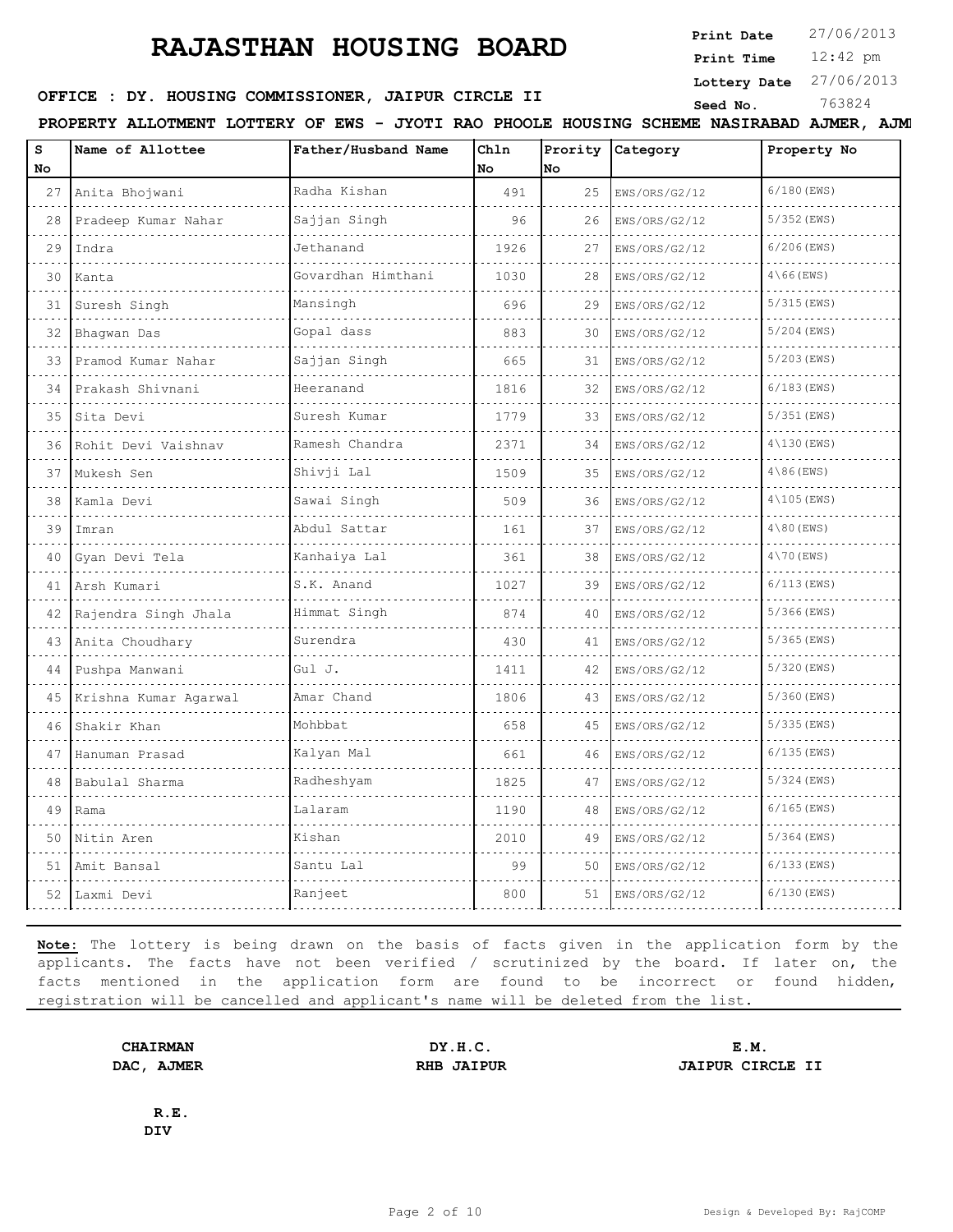# RAJASTHAN HOUSING BOARD

**Print Date** 27/06/2013
**Print Time** 12:42 pm
**Lottery Date** 27/06/2013
**Seed No.** 763824

**OFFICE : DY. HOUSING COMMISSIONER, JAIPUR CIRCLE II**

**PROPERTY ALLOTMENT LOTTERY OF EWS - JYOTI RAO PHOOLE HOUSING SCHEME NASIRABAD AJMER, AJMI**

| S No | Name of Allottee | Father/Husband Name | Chln No | Prority No | Category | Property No |
|---|---|---|---|---|---|---|
| 27 | Anita Bhojwani | Radha Kishan | 491 | 25 | EWS/ORS/G2/12 | 6/180(EWS) |
| 28 | Pradeep Kumar Nahar | Sajjan Singh | 96 | 26 | EWS/ORS/G2/12 | 5/352(EWS) |
| 29 | Indra | Jethanand | 1926 | 27 | EWS/ORS/G2/12 | 6/206(EWS) |
| 30 | Kanta | Govardhan Himthani | 1030 | 28 | EWS/ORS/G2/12 | 4\66(EWS) |
| 31 | Suresh Singh | Mansingh | 696 | 29 | EWS/ORS/G2/12 | 5/315(EWS) |
| 32 | Bhagwan Das | Gopal dass | 883 | 30 | EWS/ORS/G2/12 | 5/204(EWS) |
| 33 | Pramod Kumar Nahar | Sajjan Singh | 665 | 31 | EWS/ORS/G2/12 | 5/203(EWS) |
| 34 | Prakash Shivnani | Heeranand | 1816 | 32 | EWS/ORS/G2/12 | 6/183(EWS) |
| 35 | Sita Devi | Suresh Kumar | 1779 | 33 | EWS/ORS/G2/12 | 5/351(EWS) |
| 36 | Rohit Devi Vaishnav | Ramesh Chandra | 2371 | 34 | EWS/ORS/G2/12 | 4\130(EWS) |
| 37 | Mukesh Sen | Shivji Lal | 1509 | 35 | EWS/ORS/G2/12 | 4\86(EWS) |
| 38 | Kamla Devi | Sawai Singh | 509 | 36 | EWS/ORS/G2/12 | 4\105(EWS) |
| 39 | Imran | Abdul Sattar | 161 | 37 | EWS/ORS/G2/12 | 4\80(EWS) |
| 40 | Gyan Devi Tela | Kanhaiya Lal | 361 | 38 | EWS/ORS/G2/12 | 4\70(EWS) |
| 41 | Arsh Kumari | S.K. Anand | 1027 | 39 | EWS/ORS/G2/12 | 6/113(EWS) |
| 42 | Rajendra Singh Jhala | Himmat Singh | 874 | 40 | EWS/ORS/G2/12 | 5/366(EWS) |
| 43 | Anita Choudhary | Surendra | 430 | 41 | EWS/ORS/G2/12 | 5/365(EWS) |
| 44 | Pushpa Manwani | Gul J. | 1411 | 42 | EWS/ORS/G2/12 | 5/320(EWS) |
| 45 | Krishna Kumar Agarwal | Amar Chand | 1806 | 43 | EWS/ORS/G2/12 | 5/360(EWS) |
| 46 | Shakir Khan | Mohbbat | 658 | 45 | EWS/ORS/G2/12 | 5/335(EWS) |
| 47 | Hanuman Prasad | Kalyan Mal | 661 | 46 | EWS/ORS/G2/12 | 6/135(EWS) |
| 48 | Babulal Sharma | Radheshyam | 1825 | 47 | EWS/ORS/G2/12 | 5/324(EWS) |
| 49 | Rama | Lalaram | 1190 | 48 | EWS/ORS/G2/12 | 6/165(EWS) |
| 50 | Nitin Aren | Kishan | 2010 | 49 | EWS/ORS/G2/12 | 5/364(EWS) |
| 51 | Amit Bansal | Santu Lal | 99 | 50 | EWS/ORS/G2/12 | 6/133(EWS) |
| 52 | Laxmi Devi | Ranjeet | 800 | 51 | EWS/ORS/G2/12 | 6/130(EWS) |

**Note:** The lottery is being drawn on the basis of facts given in the application form by the applicants. The facts have not been verified / scrutinized by the board. If later on, the facts mentioned in the application form are found to be incorrect or found hidden, registration will be cancelled and applicant's name will be deleted from the list.

**CHAIRMAN**
**DAC, AJMER**

**DY.H.C.**
**RHB JAIPUR**

**E.M.**
**JAIPUR CIRCLE II**

**R.E.**
**DIV**

Design & Developed By: RajCOMP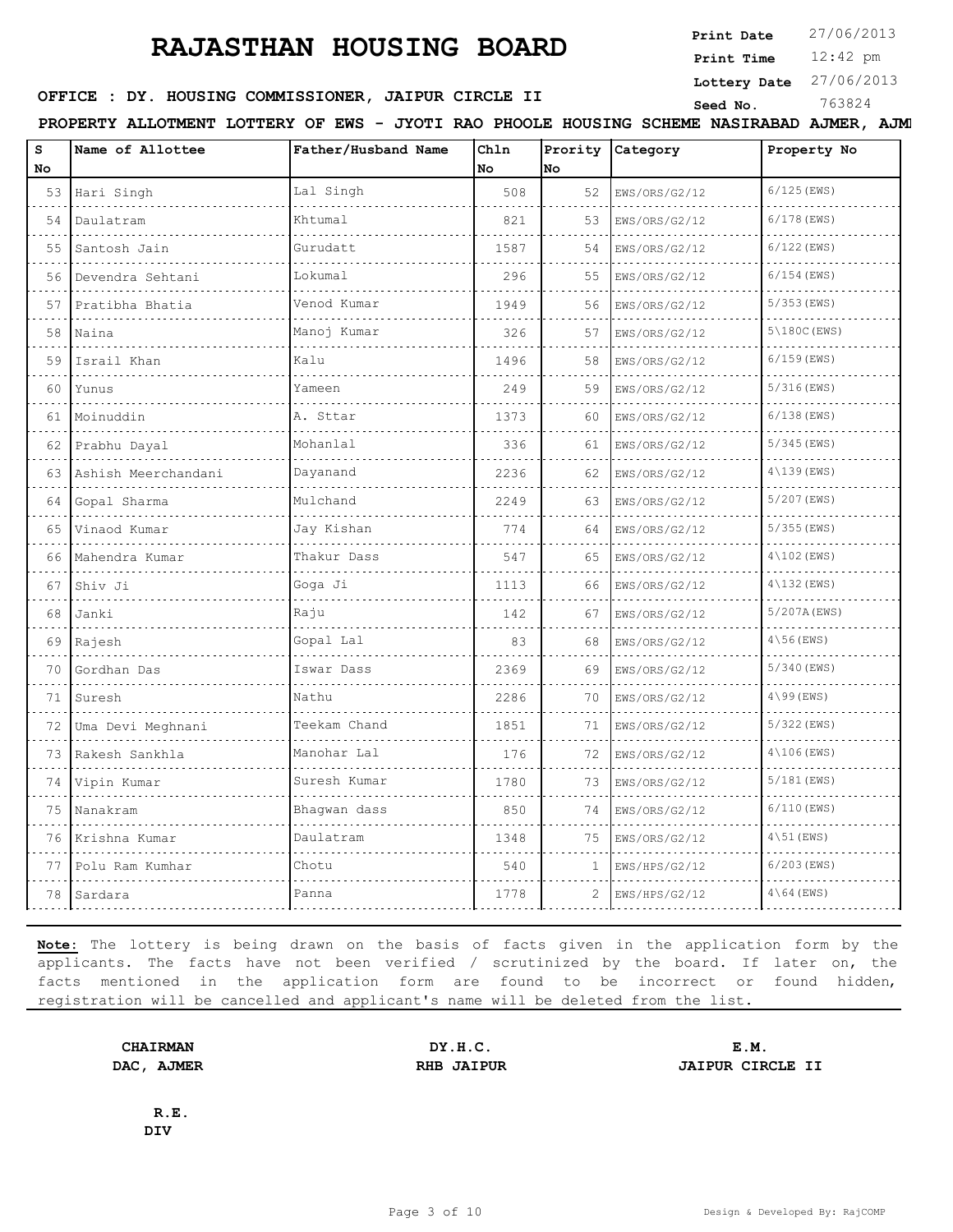# RAJASTHAN HOUSING BOARD

**Print Date** 27/06/2013
**Print Time** 12:42 pm
**Lottery Date** 27/06/2013
**Seed No.** 763824

**OFFICE : DY. HOUSING COMMISSIONER, JAIPUR CIRCLE II**

**PROPERTY ALLOTMENT LOTTERY OF EWS - JYOTI RAO PHOOLE HOUSING SCHEME NASIRABAD AJMER, AJM**

| S No | Name of Allottee | Father/Husband Name | Chln No | Prority No | Category | Property No |
|---|---|---|---|---|---|---|
| 53 | Hari Singh | Lal Singh | 508 | 52 | EWS/ORS/G2/12 | 6/125(EWS) |
| 54 | Daulatram | Khtumal | 821 | 53 | EWS/ORS/G2/12 | 6/178(EWS) |
| 55 | Santosh Jain | Gurudatt | 1587 | 54 | EWS/ORS/G2/12 | 6/122(EWS) |
| 56 | Devendra Sehtani | Lokumal | 296 | 55 | EWS/ORS/G2/12 | 6/154(EWS) |
| 57 | Pratibha Bhatia | Venod Kumar | 1949 | 56 | EWS/ORS/G2/12 | 5/353(EWS) |
| 58 | Naina | Manoj Kumar | 326 | 57 | EWS/ORS/G2/12 | 5\180C(EWS) |
| 59 | Israil Khan | Kalu | 1496 | 58 | EWS/ORS/G2/12 | 6/159(EWS) |
| 60 | Yunus | Yameen | 249 | 59 | EWS/ORS/G2/12 | 5/316(EWS) |
| 61 | Moinuddin | A. Sttar | 1373 | 60 | EWS/ORS/G2/12 | 6/138(EWS) |
| 62 | Prabhu Dayal | Mohanlal | 336 | 61 | EWS/ORS/G2/12 | 5/345(EWS) |
| 63 | Ashish Meerchandani | Dayanand | 2236 | 62 | EWS/ORS/G2/12 | 4\139(EWS) |
| 64 | Gopal Sharma | Mulchand | 2249 | 63 | EWS/ORS/G2/12 | 5/207(EWS) |
| 65 | Vinaod Kumar | Jay Kishan | 774 | 64 | EWS/ORS/G2/12 | 5/355(EWS) |
| 66 | Mahendra Kumar | Thakur Dass | 547 | 65 | EWS/ORS/G2/12 | 4\102(EWS) |
| 67 | Shiv Ji | Goga Ji | 1113 | 66 | EWS/ORS/G2/12 | 4\132(EWS) |
| 68 | Janki | Raju | 142 | 67 | EWS/ORS/G2/12 | 5/207A(EWS) |
| 69 | Rajesh | Gopal Lal | 83 | 68 | EWS/ORS/G2/12 | 4\56(EWS) |
| 70 | Gordhan Das | Iswar Dass | 2369 | 69 | EWS/ORS/G2/12 | 5/340(EWS) |
| 71 | Suresh | Nathu | 2286 | 70 | EWS/ORS/G2/12 | 4\99(EWS) |
| 72 | Uma Devi Meghnani | Teekam Chand | 1851 | 71 | EWS/ORS/G2/12 | 5/322(EWS) |
| 73 | Rakesh Sankhla | Manohar Lal | 176 | 72 | EWS/ORS/G2/12 | 4\106(EWS) |
| 74 | Vipin Kumar | Suresh Kumar | 1780 | 73 | EWS/ORS/G2/12 | 5/181(EWS) |
| 75 | Nanakram | Bhagwan dass | 850 | 74 | EWS/ORS/G2/12 | 6/110(EWS) |
| 76 | Krishna Kumar | Daulatram | 1348 | 75 | EWS/ORS/G2/12 | 4\51(EWS) |
| 77 | Polu Ram Kumhar | Chotu | 540 | 1 | EWS/HPS/G2/12 | 6/203(EWS) |
| 78 | Sardara | Panna | 1778 | 2 | EWS/HPS/G2/12 | 4\64(EWS) |

**Note:** The lottery is being drawn on the basis of facts given in the application form by the applicants. The facts have not been verified / scrutinized by the board. If later on, the facts mentioned in the application form are found to be incorrect or found hidden, registration will be cancelled and applicant's name will be deleted from the list.

**CHAIRMAN**
**DAC, AJMER**

**DY.H.C.**
**RHB JAIPUR**

**E.M.**
**JAIPUR CIRCLE II**

**R.E.**
**DIV**

Design & Developed By: RajCOMP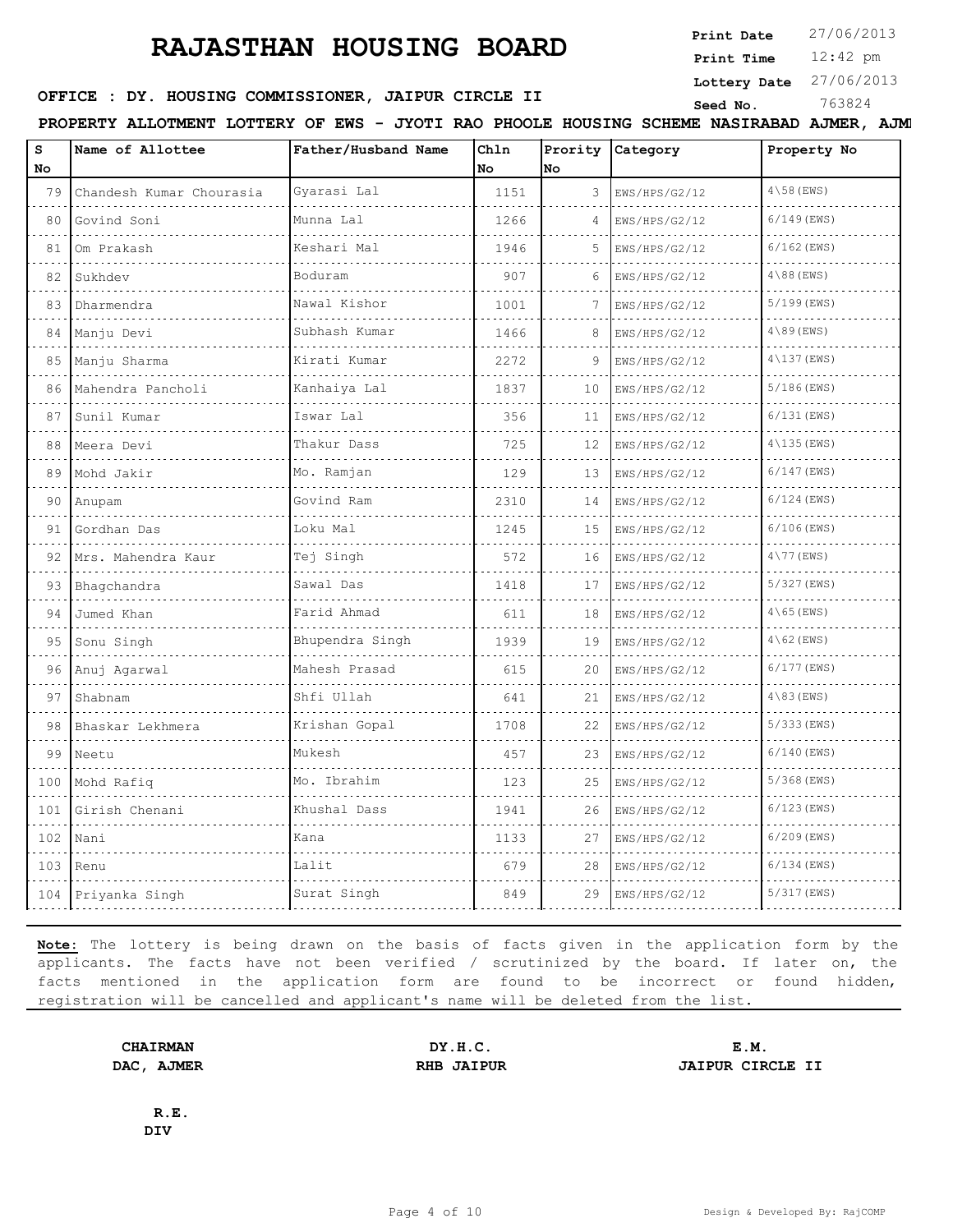# RAJASTHAN HOUSING BOARD

**Print Date** 27/06/2013
**Print Time** 12:42 pm
**Lottery Date** 27/06/2013
**Seed No.** 763824

**OFFICE : DY. HOUSING COMMISSIONER, JAIPUR CIRCLE II**

**PROPERTY ALLOTMENT LOTTERY OF EWS - JYOTI RAO PHOOLE HOUSING SCHEME NASIRABAD AJMER, AJM**

| S No | Name of Allottee | Father/Husband Name | Chln No | Prority No | Category | Property No |
|---|---|---|---|---|---|---|
| 79 | Chandesh Kumar Chourasia | Gyarasi Lal | 1151 | 3 | EWS/HPS/G2/12 | 4\58(EWS) |
| 80 | Govind Soni | Munna Lal | 1266 | 4 | EWS/HPS/G2/12 | 6/149(EWS) |
| 81 | Om Prakash | Keshari Mal | 1946 | 5 | EWS/HPS/G2/12 | 6/162(EWS) |
| 82 | Sukhdev | Boduram | 907 | 6 | EWS/HPS/G2/12 | 4\88(EWS) |
| 83 | Dharmendra | Nawal Kishor | 1001 | 7 | EWS/HPS/G2/12 | 5/199(EWS) |
| 84 | Manju Devi | Subhash Kumar | 1466 | 8 | EWS/HPS/G2/12 | 4\89(EWS) |
| 85 | Manju Sharma | Kirati Kumar | 2272 | 9 | EWS/HPS/G2/12 | 4\137(EWS) |
| 86 | Mahendra Pancholi | Kanhaiya Lal | 1837 | 10 | EWS/HPS/G2/12 | 5/186(EWS) |
| 87 | Sunil Kumar | Iswar Lal | 356 | 11 | EWS/HPS/G2/12 | 6/131(EWS) |
| 88 | Meera Devi | Thakur Dass | 725 | 12 | EWS/HPS/G2/12 | 4\135(EWS) |
| 89 | Mohd Jakir | Mo. Ramjan | 129 | 13 | EWS/HPS/G2/12 | 6/147(EWS) |
| 90 | Anupam | Govind Ram | 2310 | 14 | EWS/HPS/G2/12 | 6/124(EWS) |
| 91 | Gordhan Das | Loku Mal | 1245 | 15 | EWS/HPS/G2/12 | 6/106(EWS) |
| 92 | Mrs. Mahendra Kaur | Tej Singh | 572 | 16 | EWS/HPS/G2/12 | 4\77(EWS) |
| 93 | Bhagchandra | Sawal Das | 1418 | 17 | EWS/HPS/G2/12 | 5/327(EWS) |
| 94 | Jumed Khan | Farid Ahmad | 611 | 18 | EWS/HPS/G2/12 | 4\65(EWS) |
| 95 | Sonu Singh | Bhupendra Singh | 1939 | 19 | EWS/HPS/G2/12 | 4\62(EWS) |
| 96 | Anuj Agarwal | Mahesh Prasad | 615 | 20 | EWS/HPS/G2/12 | 6/177(EWS) |
| 97 | Shabnam | Shfi Ullah | 641 | 21 | EWS/HPS/G2/12 | 4\83(EWS) |
| 98 | Bhaskar Lekhmera | Krishan Gopal | 1708 | 22 | EWS/HPS/G2/12 | 5/333(EWS) |
| 99 | Neetu | Mukesh | 457 | 23 | EWS/HPS/G2/12 | 6/140(EWS) |
| 100 | Mohd Rafiq | Mo. Ibrahim | 123 | 25 | EWS/HPS/G2/12 | 5/368(EWS) |
| 101 | Girish Chenani | Khushal Dass | 1941 | 26 | EWS/HPS/G2/12 | 6/123(EWS) |
| 102 | Nani | Kana | 1133 | 27 | EWS/HPS/G2/12 | 6/209(EWS) |
| 103 | Renu | Lalit | 679 | 28 | EWS/HPS/G2/12 | 6/134(EWS) |
| 104 | Priyanka Singh | Surat Singh | 849 | 29 | EWS/HPS/G2/12 | 5/317(EWS) |

**Note:** The lottery is being drawn on the basis of facts given in the application form by the applicants. The facts have not been verified / scrutinized by the board. If later on, the facts mentioned in the application form are found to be incorrect or found hidden, registration will be cancelled and applicant's name will be deleted from the list.

**CHAIRMAN**
**DAC, AJMER**

**DY.H.C.**
**RHB JAIPUR**

**E.M.**
**JAIPUR CIRCLE II**

**R.E.**
**DIV**

Design & Developed By: RajCOMP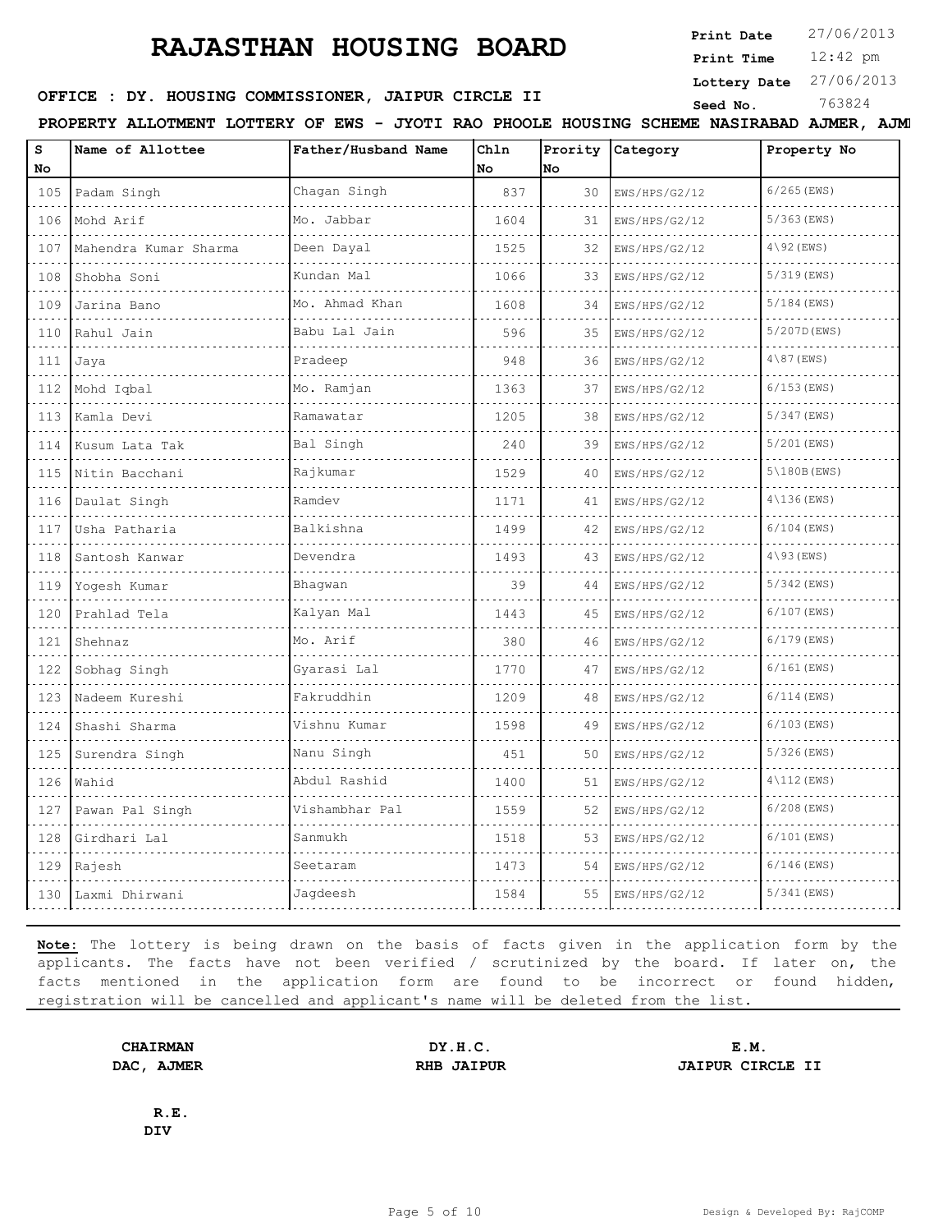# RAJASTHAN HOUSING BOARD

**Print Date** 27/06/2013
**Print Time** 12:42 pm
**Lottery Date** 27/06/2013
**Seed No.** 763824

**OFFICE : DY. HOUSING COMMISSIONER, JAIPUR CIRCLE II**

**PROPERTY ALLOTMENT LOTTERY OF EWS - JYOTI RAO PHOOLE HOUSING SCHEME NASIRABAD AJMER, AJMI**

| S No | Name of Allottee | Father/Husband Name | Chln No | Prority No | Category | Property No |
|---|---|---|---|---|---|---|
| 105 | Padam Singh | Chagan Singh | 837 | 30 | EWS/HPS/G2/12 | 6/265(EWS) |
| 106 | Mohd Arif | Mo. Jabbar | 1604 | 31 | EWS/HPS/G2/12 | 5/363(EWS) |
| 107 | Mahendra Kumar Sharma | Deen Dayal | 1525 | 32 | EWS/HPS/G2/12 | 4\92(EWS) |
| 108 | Shobha Soni | Kundan Mal | 1066 | 33 | EWS/HPS/G2/12 | 5/319(EWS) |
| 109 | Jarina Bano | Mo. Ahmad Khan | 1608 | 34 | EWS/HPS/G2/12 | 5/184(EWS) |
| 110 | Rahul Jain | Babu Lal Jain | 596 | 35 | EWS/HPS/G2/12 | 5/207D(EWS) |
| 111 | Jaya | Pradeep | 948 | 36 | EWS/HPS/G2/12 | 4\87(EWS) |
| 112 | Mohd Iqbal | Mo. Ramjan | 1363 | 37 | EWS/HPS/G2/12 | 6/153(EWS) |
| 113 | Kamla Devi | Ramawatar | 1205 | 38 | EWS/HPS/G2/12 | 5/347(EWS) |
| 114 | Kusum Lata Tak | Bal Singh | 240 | 39 | EWS/HPS/G2/12 | 5/201(EWS) |
| 115 | Nitin Bacchani | Rajkumar | 1529 | 40 | EWS/HPS/G2/12 | 5\180B(EWS) |
| 116 | Daulat Singh | Ramdev | 1171 | 41 | EWS/HPS/G2/12 | 4\136(EWS) |
| 117 | Usha Patharia | Balkishna | 1499 | 42 | EWS/HPS/G2/12 | 6/104(EWS) |
| 118 | Santosh Kanwar | Devendra | 1493 | 43 | EWS/HPS/G2/12 | 4\93(EWS) |
| 119 | Yogesh Kumar | Bhagwan | 39 | 44 | EWS/HPS/G2/12 | 5/342(EWS) |
| 120 | Prahlad Tela | Kalyan Mal | 1443 | 45 | EWS/HPS/G2/12 | 6/107(EWS) |
| 121 | Shehnaz | Mo. Arif | 380 | 46 | EWS/HPS/G2/12 | 6/179(EWS) |
| 122 | Sobhag Singh | Gyarasi Lal | 1770 | 47 | EWS/HPS/G2/12 | 6/161(EWS) |
| 123 | Nadeem Kureshi | Fakruddhin | 1209 | 48 | EWS/HPS/G2/12 | 6/114(EWS) |
| 124 | Shashi Sharma | Vishnu Kumar | 1598 | 49 | EWS/HPS/G2/12 | 6/103(EWS) |
| 125 | Surendra Singh | Nanu Singh | 451 | 50 | EWS/HPS/G2/12 | 5/326(EWS) |
| 126 | Wahid | Abdul Rashid | 1400 | 51 | EWS/HPS/G2/12 | 4\112(EWS) |
| 127 | Pawan Pal Singh | Vishambhar Pal | 1559 | 52 | EWS/HPS/G2/12 | 6/208(EWS) |
| 128 | Girdhari Lal | Sanmukh | 1518 | 53 | EWS/HPS/G2/12 | 6/101(EWS) |
| 129 | Rajesh | Seetaram | 1473 | 54 | EWS/HPS/G2/12 | 6/146(EWS) |
| 130 | Laxmi Dhirwani | Jagdeesh | 1584 | 55 | EWS/HPS/G2/12 | 5/341(EWS) |

**Note:** The lottery is being drawn on the basis of facts given in the application form by the applicants. The facts have not been verified / scrutinized by the board. If later on, the facts mentioned in the application form are found to be incorrect or found hidden, registration will be cancelled and applicant's name will be deleted from the list.

**CHAIRMAN**
**DAC, AJMER**

**DY.H.C.**
**RHB JAIPUR**

**E.M.**
**JAIPUR CIRCLE II**

**R.E.**
**DIV**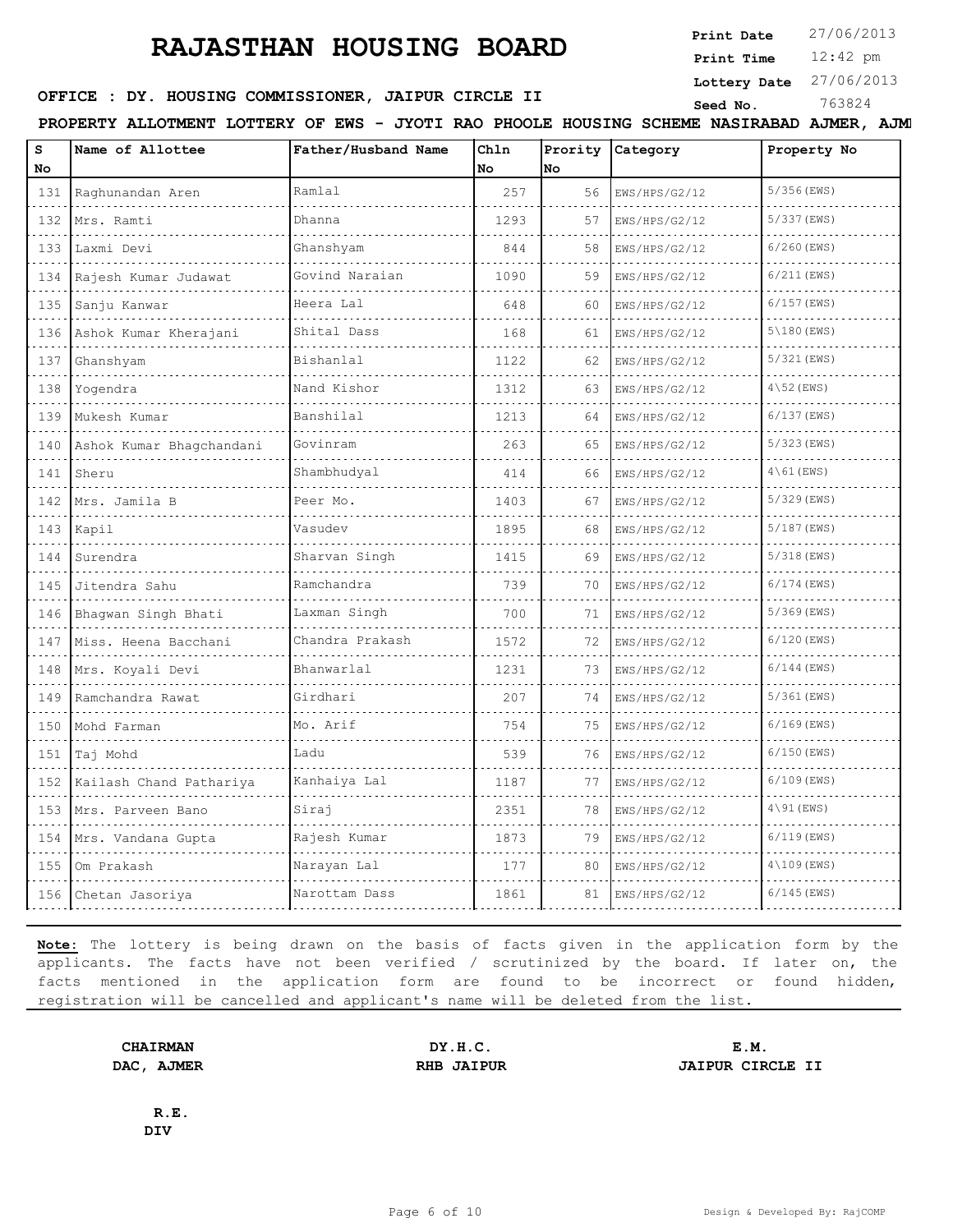# RAJASTHAN HOUSING BOARD

**Print Date** 27/06/2013
**Print Time** 12:42 pm
**Lottery Date** 27/06/2013
**Seed No.** 763824

**OFFICE : DY. HOUSING COMMISSIONER, JAIPUR CIRCLE II**

**PROPERTY ALLOTMENT LOTTERY OF EWS - JYOTI RAO PHOOLE HOUSING SCHEME NASIRABAD AJMER, AJM**

| S No | Name of Allottee | Father/Husband Name | Chln No | Prority No | Category | Property No |
|---|---|---|---|---|---|---|
| 131 | Raghunandan Aren | Ramlal | 257 | 56 | EWS/HPS/G2/12 | 5/356(EWS) |
| 132 | Mrs. Ramti | Dhanna | 1293 | 57 | EWS/HPS/G2/12 | 5/337(EWS) |
| 133 | Laxmi Devi | Ghanshyam | 844 | 58 | EWS/HPS/G2/12 | 6/260(EWS) |
| 134 | Rajesh Kumar Judawat | Govind Naraian | 1090 | 59 | EWS/HPS/G2/12 | 6/211(EWS) |
| 135 | Sanju Kanwar | Heera Lal | 648 | 60 | EWS/HPS/G2/12 | 6/157(EWS) |
| 136 | Ashok Kumar Kherajani | Shital Dass | 168 | 61 | EWS/HPS/G2/12 | 5\180(EWS) |
| 137 | Ghanshyam | Bishanlal | 1122 | 62 | EWS/HPS/G2/12 | 5/321(EWS) |
| 138 | Yogendra | Nand Kishor | 1312 | 63 | EWS/HPS/G2/12 | 4\52(EWS) |
| 139 | Mukesh Kumar | Banshilal | 1213 | 64 | EWS/HPS/G2/12 | 6/137(EWS) |
| 140 | Ashok Kumar Bhagchandani | Govinram | 263 | 65 | EWS/HPS/G2/12 | 5/323(EWS) |
| 141 | Sheru | Shambhudyal | 414 | 66 | EWS/HPS/G2/12 | 4\61(EWS) |
| 142 | Mrs. Jamila B | Peer Mo. | 1403 | 67 | EWS/HPS/G2/12 | 5/329(EWS) |
| 143 | Kapil | Vasudev | 1895 | 68 | EWS/HPS/G2/12 | 5/187(EWS) |
| 144 | Surendra | Sharvan Singh | 1415 | 69 | EWS/HPS/G2/12 | 5/318(EWS) |
| 145 | Jitendra Sahu | Ramchandra | 739 | 70 | EWS/HPS/G2/12 | 6/174(EWS) |
| 146 | Bhagwan Singh Bhati | Laxman Singh | 700 | 71 | EWS/HPS/G2/12 | 5/369(EWS) |
| 147 | Miss. Heena Bacchani | Chandra Prakash | 1572 | 72 | EWS/HPS/G2/12 | 6/120(EWS) |
| 148 | Mrs. Koyali Devi | Bhanwarlal | 1231 | 73 | EWS/HPS/G2/12 | 6/144(EWS) |
| 149 | Ramchandra Rawat | Girdhari | 207 | 74 | EWS/HPS/G2/12 | 5/361(EWS) |
| 150 | Mohd Farman | Mo. Arif | 754 | 75 | EWS/HPS/G2/12 | 6/169(EWS) |
| 151 | Taj Mohd | Ladu | 539 | 76 | EWS/HPS/G2/12 | 6/150(EWS) |
| 152 | Kailash Chand Pathariya | Kanhaiya Lal | 1187 | 77 | EWS/HPS/G2/12 | 6/109(EWS) |
| 153 | Mrs. Parveen Bano | Siraj | 2351 | 78 | EWS/HPS/G2/12 | 4\91(EWS) |
| 154 | Mrs. Vandana Gupta | Rajesh Kumar | 1873 | 79 | EWS/HPS/G2/12 | 6/119(EWS) |
| 155 | Om Prakash | Narayan Lal | 177 | 80 | EWS/HPS/G2/12 | 4\109(EWS) |
| 156 | Chetan Jasoriya | Narottam Dass | 1861 | 81 | EWS/HPS/G2/12 | 6/145(EWS) |

**Note:** The lottery is being drawn on the basis of facts given in the application form by the applicants. The facts have not been verified / scrutinized by the board. If later on, the facts mentioned in the application form are found to be incorrect or found hidden, registration will be cancelled and applicant's name will be deleted from the list.

**CHAIRMAN**
**DAC, AJMER**

**DY.H.C.**
**RHB JAIPUR**

**E.M.**
**JAIPUR CIRCLE II**

**R.E.**
**DIV**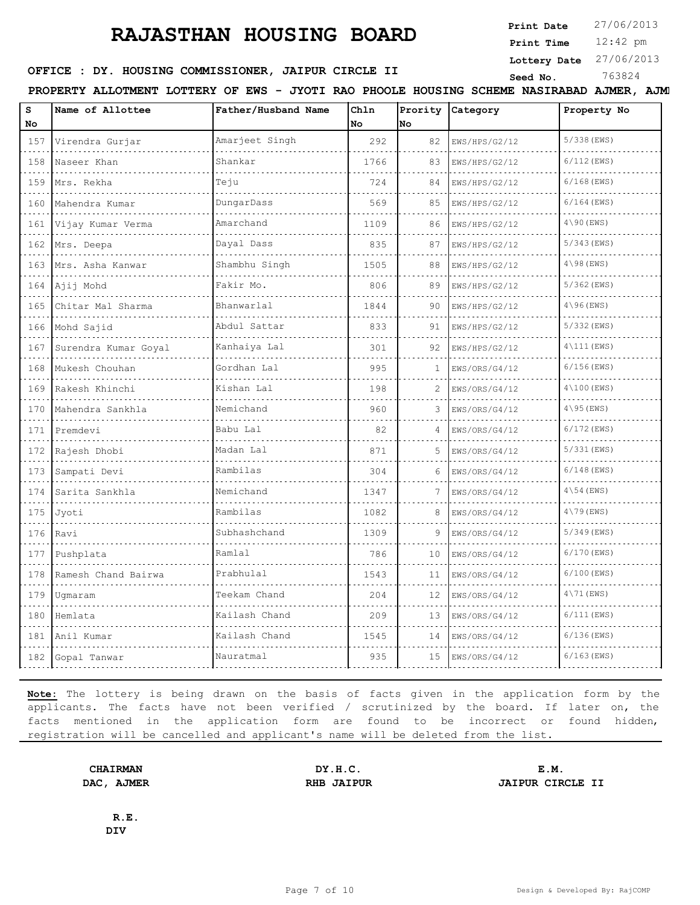# RAJASTHAN HOUSING BOARD

**Print Date** 27/06/2013
**Print Time** 12:42 pm
**Lottery Date** 27/06/2013
**Seed No.** 763824

**OFFICE : DY. HOUSING COMMISSIONER, JAIPUR CIRCLE II**

**PROPERTY ALLOTMENT LOTTERY OF EWS - JYOTI RAO PHOOLE HOUSING SCHEME NASIRABAD AJMER, AJM**

| S No | Name of Allottee | Father/Husband Name | Chln No | Prority No | Category | Property No |
|---|---|---|---|---|---|---|
| 157 | Virendra Gurjar | Amarjeet Singh | 292 | 82 | EWS/HPS/G2/12 | 5/338(EWS) |
| 158 | Naseer Khan | Shankar | 1766 | 83 | EWS/HPS/G2/12 | 6/112(EWS) |
| 159 | Mrs. Rekha | Teju | 724 | 84 | EWS/HPS/G2/12 | 6/168(EWS) |
| 160 | Mahendra Kumar | DungarDass | 569 | 85 | EWS/HPS/G2/12 | 6/164(EWS) |
| 161 | Vijay Kumar Verma | Amarchand | 1109 | 86 | EWS/HPS/G2/12 | 4\90(EWS) |
| 162 | Mrs. Deepa | Dayal Dass | 835 | 87 | EWS/HPS/G2/12 | 5/343(EWS) |
| 163 | Mrs. Asha Kanwar | Shambhu Singh | 1505 | 88 | EWS/HPS/G2/12 | 4\98(EWS) |
| 164 | Ajij Mohd | Fakir Mo. | 806 | 89 | EWS/HPS/G2/12 | 5/362(EWS) |
| 165 | Chitar Mal Sharma | Bhanwarlal | 1844 | 90 | EWS/HPS/G2/12 | 4\96(EWS) |
| 166 | Mohd Sajid | Abdul Sattar | 833 | 91 | EWS/HPS/G2/12 | 5/332(EWS) |
| 167 | Surendra Kumar Goyal | Kanhaiya Lal | 301 | 92 | EWS/HPS/G2/12 | 4\111(EWS) |
| 168 | Mukesh Chouhan | Gordhan Lal | 995 | 1 | EWS/ORS/G4/12 | 6/156(EWS) |
| 169 | Rakesh Khinchi | Kishan Lal | 198 | 2 | EWS/ORS/G4/12 | 4\100(EWS) |
| 170 | Mahendra Sankhla | Nemichand | 960 | 3 | EWS/ORS/G4/12 | 4\95(EWS) |
| 171 | Premdevi | Babu Lal | 82 | 4 | EWS/ORS/G4/12 | 6/172(EWS) |
| 172 | Rajesh Dhobi | Madan Lal | 871 | 5 | EWS/ORS/G4/12 | 5/331(EWS) |
| 173 | Sampati Devi | Rambilas | 304 | 6 | EWS/ORS/G4/12 | 6/148(EWS) |
| 174 | Sarita Sankhla | Nemichand | 1347 | 7 | EWS/ORS/G4/12 | 4\54(EWS) |
| 175 | Jyoti | Rambilas | 1082 | 8 | EWS/ORS/G4/12 | 4\79(EWS) |
| 176 | Ravi | Subhashchand | 1309 | 9 | EWS/ORS/G4/12 | 5/349(EWS) |
| 177 | Pushplata | Ramlal | 786 | 10 | EWS/ORS/G4/12 | 6/170(EWS) |
| 178 | Ramesh Chand Bairwa | Prabhulal | 1543 | 11 | EWS/ORS/G4/12 | 6/100(EWS) |
| 179 | Ugmaram | Teekam Chand | 204 | 12 | EWS/ORS/G4/12 | 4\71(EWS) |
| 180 | Hemlata | Kailash Chand | 209 | 13 | EWS/ORS/G4/12 | 6/111(EWS) |
| 181 | Anil Kumar | Kailash Chand | 1545 | 14 | EWS/ORS/G4/12 | 6/136(EWS) |
| 182 | Gopal Tanwar | Nauratmal | 935 | 15 | EWS/ORS/G4/12 | 6/163(EWS) |

**Note:** The lottery is being drawn on the basis of facts given in the application form by the applicants. The facts have not been verified / scrutinized by the board. If later on, the facts mentioned in the application form are found to be incorrect or found hidden, registration will be cancelled and applicant's name will be deleted from the list.

**CHAIRMAN**
**DAC, AJMER**

**DY.H.C.**
**RHB JAIPUR**

**E.M.**
**JAIPUR CIRCLE II**

**R.E.**
**DIV**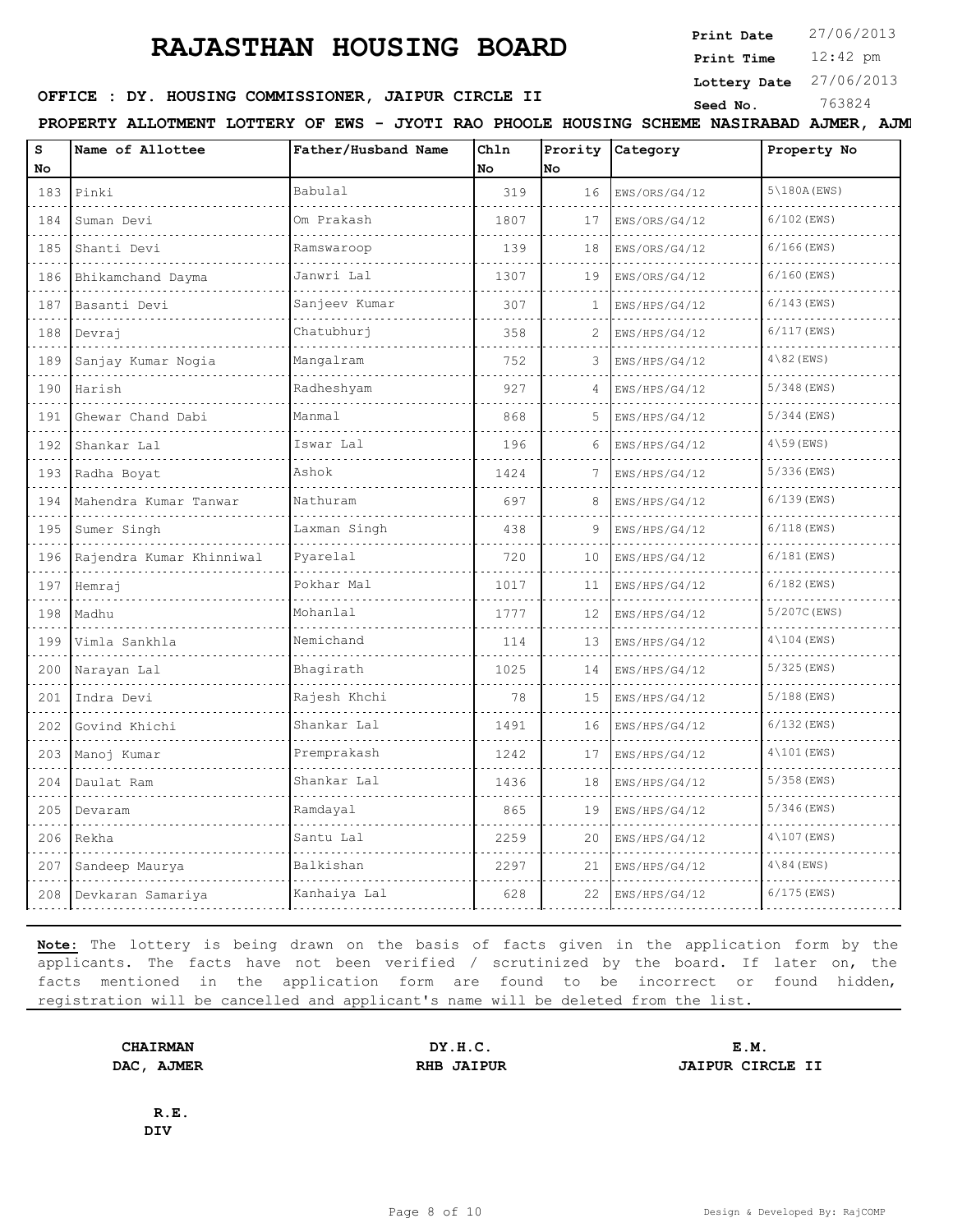# RAJASTHAN HOUSING BOARD

**Print Date** 27/06/2013
**Print Time** 12:42 pm
**Lottery Date** 27/06/2013
**Seed No.** 763824

**OFFICE : DY. HOUSING COMMISSIONER, JAIPUR CIRCLE II**

**PROPERTY ALLOTMENT LOTTERY OF EWS - JYOTI RAO PHOOLE HOUSING SCHEME NASIRABAD AJMER, AJM**

| S No | Name of Allottee | Father/Husband Name | Chln No | Prority No | Category | Property No |
|---|---|---|---|---|---|---|
| 183 | Pinki | Babulal | 319 | 16 | EWS/ORS/G4/12 | 5\180A(EWS) |
| 184 | Suman Devi | Om Prakash | 1807 | 17 | EWS/ORS/G4/12 | 6/102(EWS) |
| 185 | Shanti Devi | Ramswaroop | 139 | 18 | EWS/ORS/G4/12 | 6/166(EWS) |
| 186 | Bhikamchand Dayma | Janwri Lal | 1307 | 19 | EWS/ORS/G4/12 | 6/160(EWS) |
| 187 | Basanti Devi | Sanjeev Kumar | 307 | 1 | EWS/HPS/G4/12 | 6/143(EWS) |
| 188 | Devraj | Chatubhurj | 358 | 2 | EWS/HPS/G4/12 | 6/117(EWS) |
| 189 | Sanjay Kumar Nogia | Mangalram | 752 | 3 | EWS/HPS/G4/12 | 4\82(EWS) |
| 190 | Harish | Radheshyam | 927 | 4 | EWS/HPS/G4/12 | 5/348(EWS) |
| 191 | Ghewar Chand Dabi | Manmal | 868 | 5 | EWS/HPS/G4/12 | 5/344(EWS) |
| 192 | Shankar Lal | Iswar Lal | 196 | 6 | EWS/HPS/G4/12 | 4\59(EWS) |
| 193 | Radha Boyat | Ashok | 1424 | 7 | EWS/HPS/G4/12 | 5/336(EWS) |
| 194 | Mahendra Kumar Tanwar | Nathuram | 697 | 8 | EWS/HPS/G4/12 | 6/139(EWS) |
| 195 | Sumer Singh | Laxman Singh | 438 | 9 | EWS/HPS/G4/12 | 6/118(EWS) |
| 196 | Rajendra Kumar Khinniwal | Pyarelal | 720 | 10 | EWS/HPS/G4/12 | 6/181(EWS) |
| 197 | Hemraj | Pokhar Mal | 1017 | 11 | EWS/HPS/G4/12 | 6/182(EWS) |
| 198 | Madhu | Mohanlal | 1777 | 12 | EWS/HPS/G4/12 | 5/207C(EWS) |
| 199 | Vimla Sankhla | Nemichand | 114 | 13 | EWS/HPS/G4/12 | 4\104(EWS) |
| 200 | Narayan Lal | Bhagirath | 1025 | 14 | EWS/HPS/G4/12 | 5/325(EWS) |
| 201 | Indra Devi | Rajesh Khchi | 78 | 15 | EWS/HPS/G4/12 | 5/188(EWS) |
| 202 | Govind Khichi | Shankar Lal | 1491 | 16 | EWS/HPS/G4/12 | 6/132(EWS) |
| 203 | Manoj Kumar | Premprakash | 1242 | 17 | EWS/HPS/G4/12 | 4\101(EWS) |
| 204 | Daulat Ram | Shankar Lal | 1436 | 18 | EWS/HPS/G4/12 | 5/358(EWS) |
| 205 | Devaram | Ramdayal | 865 | 19 | EWS/HPS/G4/12 | 5/346(EWS) |
| 206 | Rekha | Santu Lal | 2259 | 20 | EWS/HPS/G4/12 | 4\107(EWS) |
| 207 | Sandeep Maurya | Balkishan | 2297 | 21 | EWS/HPS/G4/12 | 4\84(EWS) |
| 208 | Devkaran Samariya | Kanhaiya Lal | 628 | 22 | EWS/HPS/G4/12 | 6/175(EWS) |

**Note:** The lottery is being drawn on the basis of facts given in the application form by the applicants. The facts have not been verified / scrutinized by the board. If later on, the facts mentioned in the application form are found to be incorrect or found hidden, registration will be cancelled and applicant's name will be deleted from the list.

**CHAIRMAN**
**DAC, AJMER**

**DY.H.C.**
**RHB JAIPUR**

**E.M.**
**JAIPUR CIRCLE II**

**R.E.**
**DIV**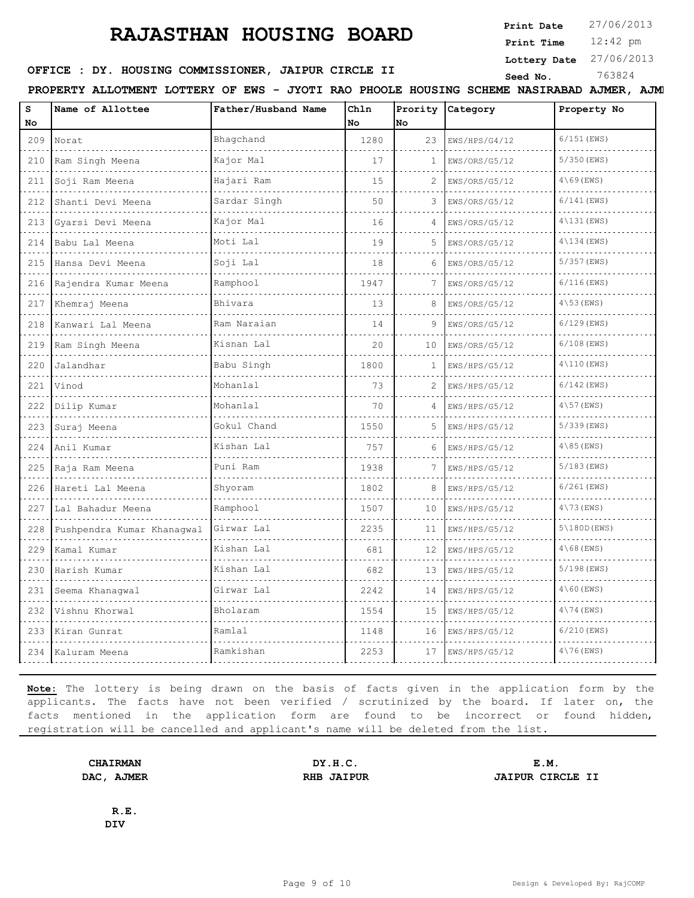# RAJASTHAN HOUSING BOARD

**Print Date** 27/06/2013
**Print Time** 12:42 pm
**Lottery Date** 27/06/2013
**Seed No.** 763824

**OFFICE : DY. HOUSING COMMISSIONER, JAIPUR CIRCLE II**

**PROPERTY ALLOTMENT LOTTERY OF EWS - JYOTI RAO PHOOLE HOUSING SCHEME NASIRABAD AJMER, AJM**

| S No | Name of Allottee | Father/Husband Name | Chln No | Prority No | Category | Property No |
|---|---|---|---|---|---|---|
| 209 | Norat | Bhagchand | 1280 | 23 | EWS/HPS/G4/12 | 6/151(EWS) |
| 210 | Ram Singh Meena | Kajor Mal | 17 | 1 | EWS/ORS/G5/12 | 5/350(EWS) |
| 211 | Soji Ram Meena | Hajari Ram | 15 | 2 | EWS/ORS/G5/12 | 4\69(EWS) |
| 212 | Shanti Devi Meena | Sardar Singh | 50 | 3 | EWS/ORS/G5/12 | 6/141(EWS) |
| 213 | Gyarsi Devi Meena | Kajor Mal | 16 | 4 | EWS/ORS/G5/12 | 4\131(EWS) |
| 214 | Babu Lal Meena | Moti Lal | 19 | 5 | EWS/ORS/G5/12 | 4\134(EWS) |
| 215 | Hansa Devi Meena | Soji Lal | 18 | 6 | EWS/ORS/G5/12 | 5/357(EWS) |
| 216 | Rajendra Kumar Meena | Ramphool | 1947 | 7 | EWS/ORS/G5/12 | 6/116(EWS) |
| 217 | Khemraj Meena | Bhivara | 13 | 8 | EWS/ORS/G5/12 | 4\53(EWS) |
| 218 | Kanwari Lal Meena | Ram Naraian | 14 | 9 | EWS/ORS/G5/12 | 6/129(EWS) |
| 219 | Ram Singh Meena | Kisnan Lal | 20 | 10 | EWS/ORS/G5/12 | 6/108(EWS) |
| 220 | Jalandhar | Babu Singh | 1800 | 1 | EWS/HPS/G5/12 | 4\110(EWS) |
| 221 | Vinod | Mohanlal | 73 | 2 | EWS/HPS/G5/12 | 6/142(EWS) |
| 222 | Dilip Kumar | Mohanlal | 70 | 4 | EWS/HPS/G5/12 | 4\57(EWS) |
| 223 | Suraj Meena | Gokul Chand | 1550 | 5 | EWS/HPS/G5/12 | 5/339(EWS) |
| 224 | Anil Kumar | Kishan Lal | 757 | 6 | EWS/HPS/G5/12 | 4\85(EWS) |
| 225 | Raja Ram Meena | Puni Ram | 1938 | 7 | EWS/HPS/G5/12 | 5/183(EWS) |
| 226 | Hareti Lal Meena | Shyoram | 1802 | 8 | EWS/HPS/G5/12 | 6/261(EWS) |
| 227 | Lal Bahadur Meena | Ramphool | 1507 | 10 | EWS/HPS/G5/12 | 4\73(EWS) |
| 228 | Pushpendra Kumar Khanagwal | Girwar Lal | 2235 | 11 | EWS/HPS/G5/12 | 5\180D(EWS) |
| 229 | Kamal Kumar | Kishan Lal | 681 | 12 | EWS/HPS/G5/12 | 4\68(EWS) |
| 230 | Harish Kumar | Kishan Lal | 682 | 13 | EWS/HPS/G5/12 | 5/198(EWS) |
| 231 | Seema Khanagwal | Girwar Lal | 2242 | 14 | EWS/HPS/G5/12 | 4\60(EWS) |
| 232 | Vishnu Khorwal | Bholaram | 1554 | 15 | EWS/HPS/G5/12 | 4\74(EWS) |
| 233 | Kiran Gunrat | Ramlal | 1148 | 16 | EWS/HPS/G5/12 | 6/210(EWS) |
| 234 | Kaluram Meena | Ramkishan | 2253 | 17 | EWS/HPS/G5/12 | 4\76(EWS) |

**Note:** The lottery is being drawn on the basis of facts given in the application form by the applicants. The facts have not been verified / scrutinized by the board. If later on, the facts mentioned in the application form are found to be incorrect or found hidden, registration will be cancelled and applicant's name will be deleted from the list.

**CHAIRMAN**
**DAC, AJMER**

**DY.H.C.**
**RHB JAIPUR**

**E.M.**
**JAIPUR CIRCLE II**

**R.E.**
**DIV**

Design & Developed By: RajCOMP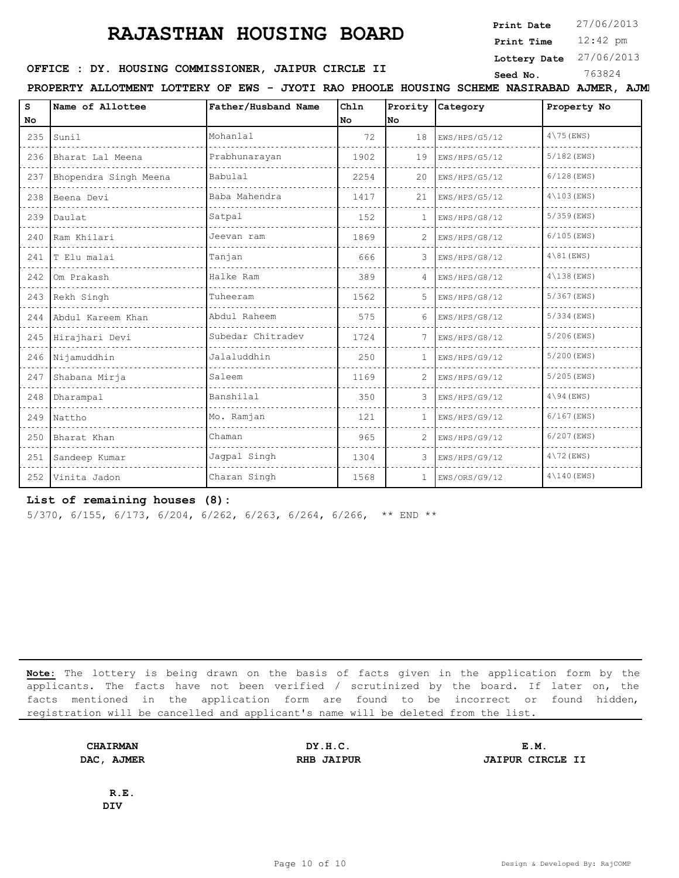# RAJASTHAN HOUSING BOARD

**Print Date** 27/06/2013
**Print Time** 12:42 pm
**Lottery Date** 27/06/2013
**Seed No.** 763824

**OFFICE : DY. HOUSING COMMISSIONER, JAIPUR CIRCLE II**

**PROPERTY ALLOTMENT LOTTERY OF EWS - JYOTI RAO PHOOLE HOUSING SCHEME NASIRABAD AJMER, AJM**

| S No | Name of Allottee | Father/Husband Name | Chln No | Prority No | Category | Property No |
|---|---|---|---|---|---|---|
| 235 | Sunil | Mohanlal | 72 | 18 | EWS/HPS/G5/12 | 4\75(EWS) |
| 236 | Bharat Lal Meena | Prabhunarayan | 1902 | 19 | EWS/HPS/G5/12 | 5/182(EWS) |
| 237 | Bhopendra Singh Meena | Babulal | 2254 | 20 | EWS/HPS/G5/12 | 6/128(EWS) |
| 238 | Beena Devi | Baba Mahendra | 1417 | 21 | EWS/HPS/G5/12 | 4\103(EWS) |
| 239 | Daulat | Satpal | 152 | 1 | EWS/HPS/G8/12 | 5/359(EWS) |
| 240 | Ram Khilari | Jeevan ram | 1869 | 2 | EWS/HPS/G8/12 | 6/105(EWS) |
| 241 | T Elu malai | Tanjan | 666 | 3 | EWS/HPS/G8/12 | 4\81(EWS) |
| 242 | Om Prakash | Halke Ram | 389 | 4 | EWS/HPS/G8/12 | 4\138(EWS) |
| 243 | Rekh Singh | Tuheeram | 1562 | 5 | EWS/HPS/G8/12 | 5/367(EWS) |
| 244 | Abdul Kareem Khan | Abdul Raheem | 575 | 6 | EWS/HPS/G8/12 | 5/334(EWS) |
| 245 | Hirajhari Devi | Subedar Chitradev | 1724 | 7 | EWS/HPS/G8/12 | 5/206(EWS) |
| 246 | Nijamuddhin | Jalaluddhin | 250 | 1 | EWS/HPS/G9/12 | 5/200(EWS) |
| 247 | Shabana Mirja | Saleem | 1169 | 2 | EWS/HPS/G9/12 | 5/205(EWS) |
| 248 | Dharampal | Banshilal | 350 | 3 | EWS/HPS/G9/12 | 4\94(EWS) |
| 249 | Nattho | Mo. Ramjan | 121 | 1 | EWS/HPS/G9/12 | 6/167(EWS) |
| 250 | Bharat Khan | Chaman | 965 | 2 | EWS/HPS/G9/12 | 6/207(EWS) |
| 251 | Sandeep Kumar | Jagpal Singh | 1304 | 3 | EWS/HPS/G9/12 | 4\72(EWS) |
| 252 | Vinita Jadon | Charan Singh | 1568 | 1 | EWS/ORS/G9/12 | 4\140(EWS) |

**List of remaining houses (8):**

5/370, 6/155, 6/173, 6/204, 6/262, 6/263, 6/264, 6/266, ** END **

**Note:** The lottery is being drawn on the basis of facts given in the application form by the applicants. The facts have not been verified / scrutinized by the board. If later on, the facts mentioned in the application form are found to be incorrect or found hidden, registration will be cancelled and applicant's name will be deleted from the list.

**CHAIRMAN**
**DAC, AJMER**

**DY.H.C.**
**RHB JAIPUR**

**E.M.**
**JAIPUR CIRCLE II**

**R.E.**
**DIV**

Design & Developed By: RajCOMP